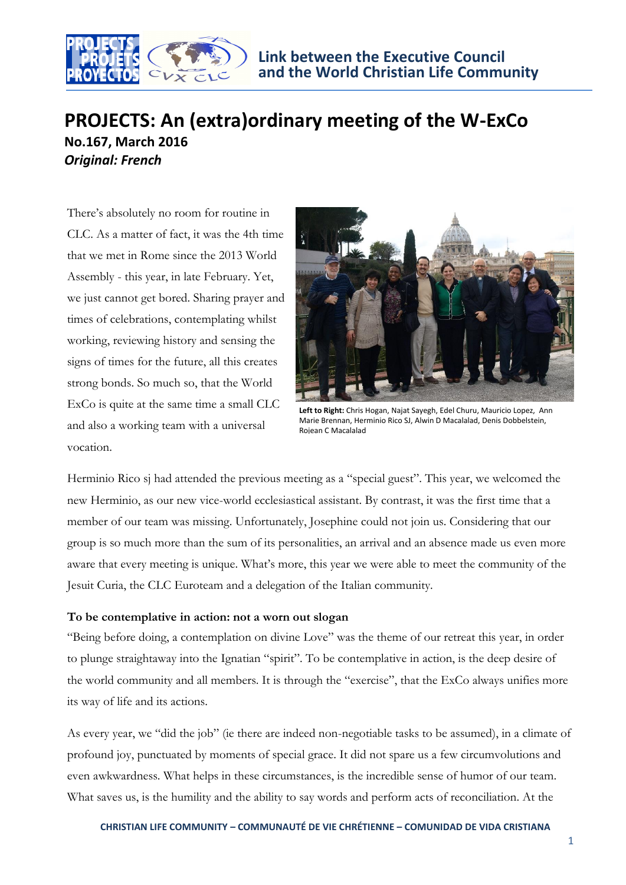Link between the Executive Council and the World Christian Life Community

# PROJECTS: An (extra)ordinary meeting of the W-ExCo

**No.167, March 2016**

***Original: French***

There's absolutely no room for routine in CLC. As a matter of fact, it was the 4th time that we met in Rome since the 2013 World Assembly - this year, in late February. Yet, we just cannot get bored. Sharing prayer and times of celebrations, contemplating whilst working, reviewing history and sensing the signs of times for the future, all this creates strong bonds. So much so, that the World ExCo is quite at the same time a small CLC and also a working team with a universal vocation.

**Left to Right:** Chris Hogan, Najat Sayegh, Edel Churu, Mauricio Lopez, Ann Marie Brennan, Herminio Rico SJ, Alwin D Macalalad, Denis Dobbelstein, Rojean C Macalalad

Herminio Rico sj had attended the previous meeting as a "special guest". This year, we welcomed the new Herminio, as our new vice-world ecclesiastical assistant. By contrast, it was the first time that a member of our team was missing. Unfortunately, Josephine could not join us. Considering that our group is so much more than the sum of its personalities, an arrival and an absence made us even more aware that every meeting is unique. What's more, this year we were able to meet the community of the Jesuit Curia, the CLC Euroteam and a delegation of the Italian community.

**To be contemplative in action: not a worn out slogan**

"Being before doing, a contemplation on divine Love" was the theme of our retreat this year, in order to plunge straightaway into the Ignatian "spirit". To be contemplative in action, is the deep desire of the world community and all members. It is through the "exercise", that the ExCo always unifies more its way of life and its actions.

As every year, we "did the job" (ie there are indeed non-negotiable tasks to be assumed), in a climate of profound joy, punctuated by moments of special grace. It did not spare us a few circumvolutions and even awkwardness. What helps in these circumstances, is the incredible sense of humor of our team. What saves us, is the humility and the ability to say words and perform acts of reconciliation. At the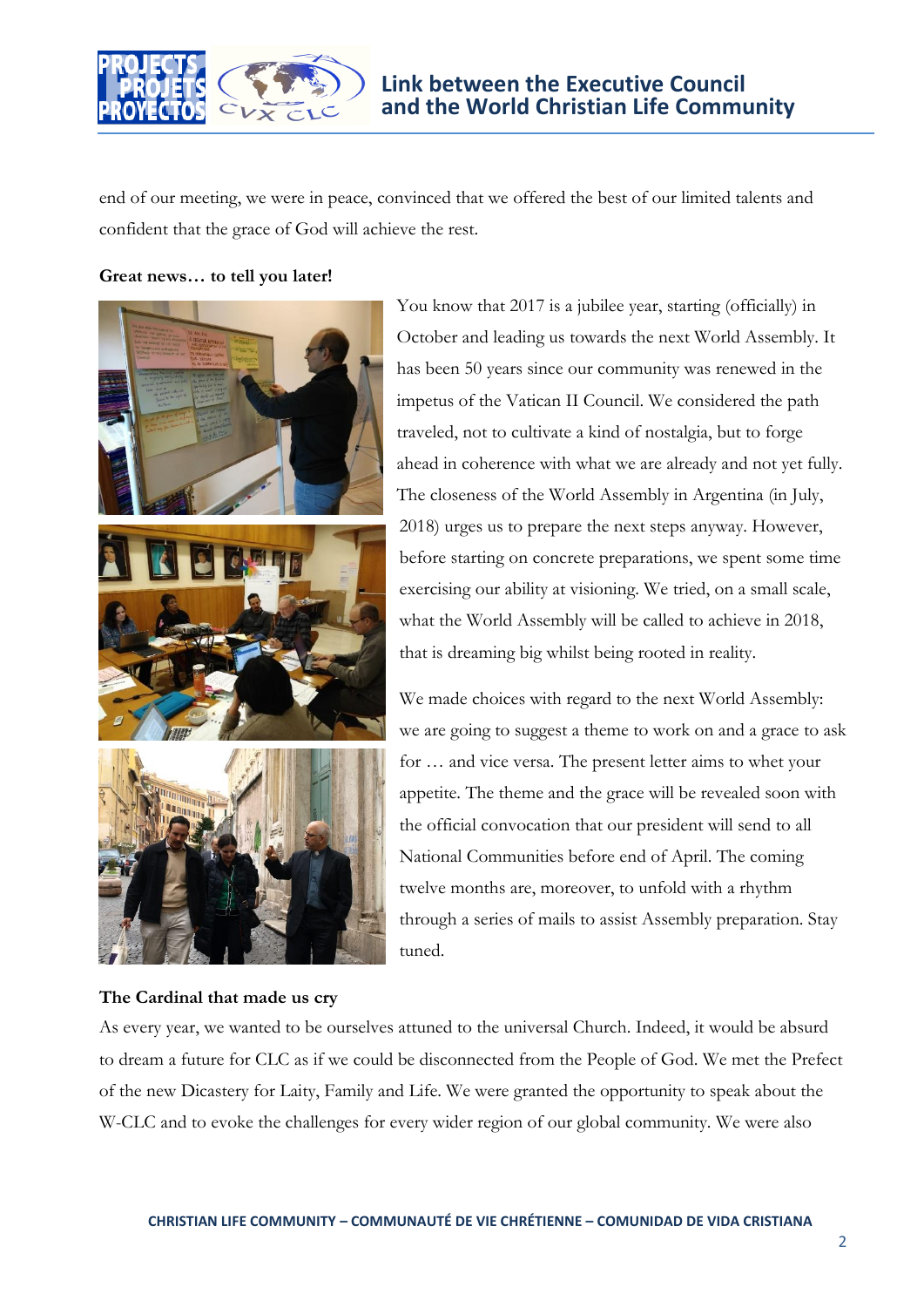end of our meeting, we were in peace, convinced that we offered the best of our limited talents and confident that the grace of God will achieve the rest.

**Great news… to tell you later!**

You know that 2017 is a jubilee year, starting (officially) in October and leading us towards the next World Assembly. It has been 50 years since our community was renewed in the impetus of the Vatican II Council. We considered the path traveled, not to cultivate a kind of nostalgia, but to forge ahead in coherence with what we are already and not yet fully. The closeness of the World Assembly in Argentina (in July, 2018) urges us to prepare the next steps anyway. However, before starting on concrete preparations, we spent some time exercising our ability at visioning. We tried, on a small scale, what the World Assembly will be called to achieve in 2018, that is dreaming big whilst being rooted in reality.

We made choices with regard to the next World Assembly: we are going to suggest a theme to work on and a grace to ask for … and vice versa. The present letter aims to whet your appetite. The theme and the grace will be revealed soon with the official convocation that our president will send to all National Communities before end of April. The coming twelve months are, moreover, to unfold with a rhythm through a series of mails to assist Assembly preparation. Stay tuned.

**The Cardinal that made us cry**

As every year, we wanted to be ourselves attuned to the universal Church. Indeed, it would be absurd to dream a future for CLC as if we could be disconnected from the People of God. We met the Prefect of the new Dicastery for Laity, Family and Life. We were granted the opportunity to speak about the W-CLC and to evoke the challenges for every wider region of our global community. We were also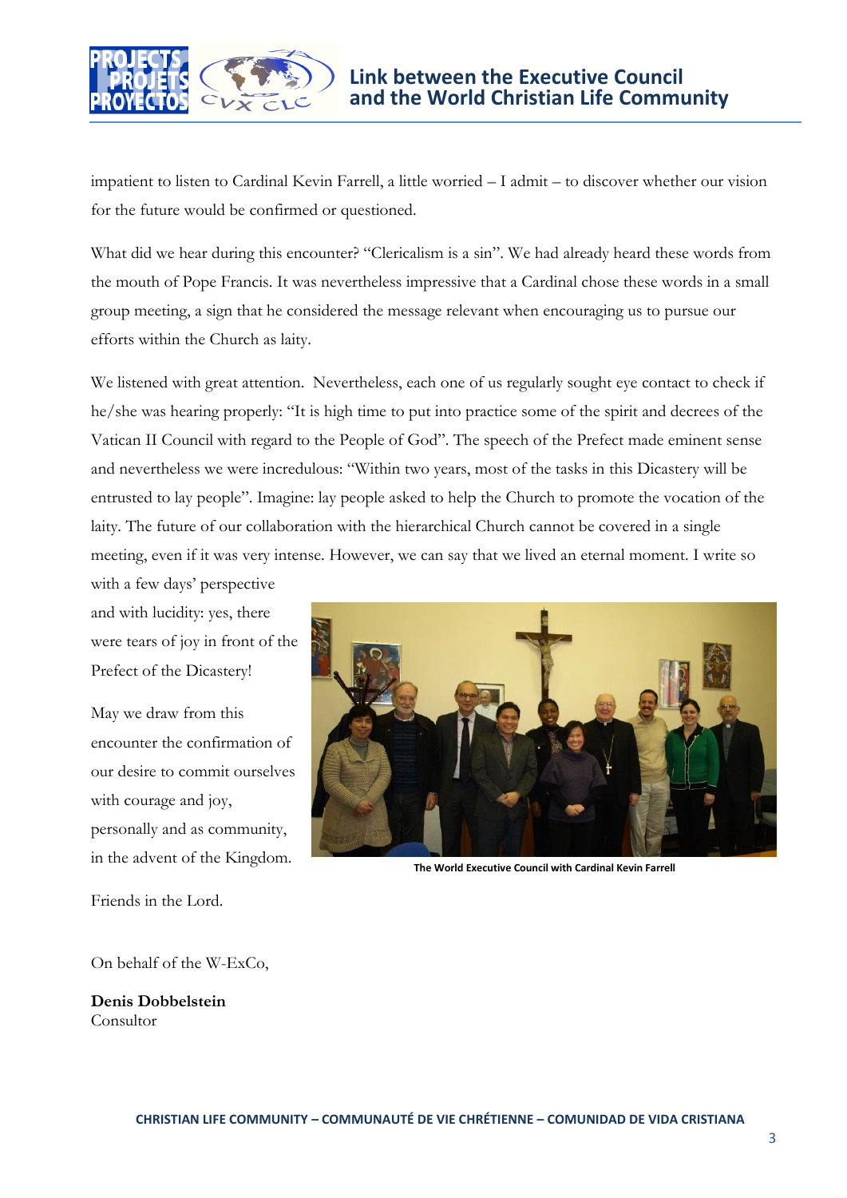impatient to listen to Cardinal Kevin Farrell, a little worried – I admit – to discover whether our vision for the future would be confirmed or questioned.

What did we hear during this encounter? "Clericalism is a sin". We had already heard these words from the mouth of Pope Francis. It was nevertheless impressive that a Cardinal chose these words in a small group meeting, a sign that he considered the message relevant when encouraging us to pursue our efforts within the Church as laity.

We listened with great attention. Nevertheless, each one of us regularly sought eye contact to check if he/she was hearing properly: "It is high time to put into practice some of the spirit and decrees of the Vatican II Council with regard to the People of God". The speech of the Prefect made eminent sense and nevertheless we were incredulous: "Within two years, most of the tasks in this Dicastery will be entrusted to lay people". Imagine: lay people asked to help the Church to promote the vocation of the laity. The future of our collaboration with the hierarchical Church cannot be covered in a single meeting, even if it was very intense. However, we can say that we lived an eternal moment. I write so with a few days' perspective and with lucidity: yes, there were tears of joy in front of the Prefect of the Dicastery!

May we draw from this encounter the confirmation of our desire to commit ourselves with courage and joy, personally and as community, in the advent of the Kingdom.

The World Executive Council with Cardinal Kevin Farrell

Friends in the Lord.

On behalf of the W-ExCo,

**Denis Dobbelstein**
Consultor